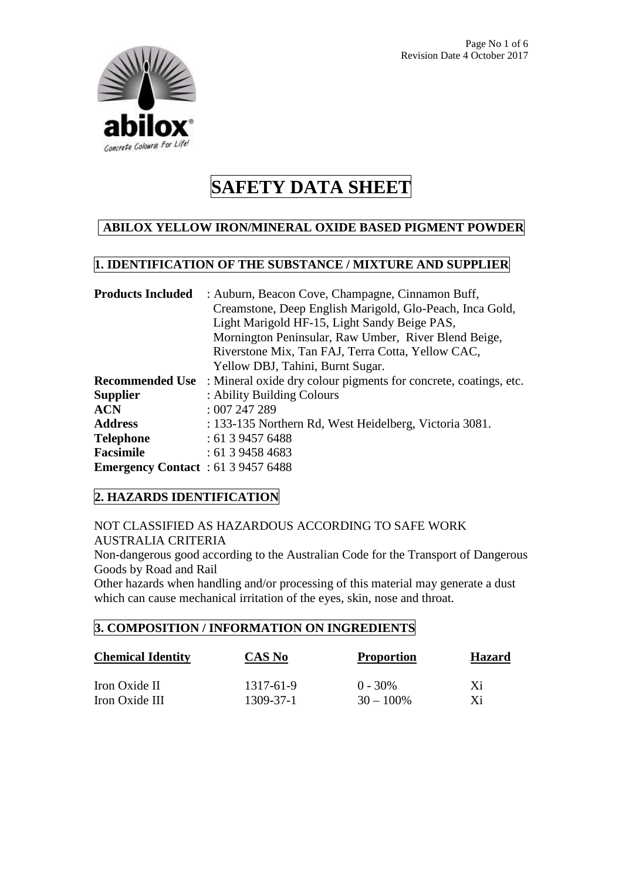# SAFETY DATA SHEET

## ABILOX YELLOW IRON/MINERAL OXIDE BASED PIGMENT POWDER

## 1. IDENTIFICATION OF THE SUBSTANCE / MIXTURE AND SUPPLIER

**Products Included** : Auburn, Beacon Cove, Champagne, Cinnamon Buff, Creamstone, Deep English Marigold, Glo-Peach, Inca Gold, Light Marigold HF-15, Light Sandy Beige PAS, Mornington Peninsular, Raw Umber, River Blend Beige, Riverstone Mix, Tan FAJ, Terra Cotta, Yellow CAC, Yellow DBJ, Tahini, Burnt Sugar.

**Recommended Use** : Mineral oxide dry colour pigments for concrete, coatings, etc.

**Supplier** : Ability Building Colours

**ACN** : 007 247 289

**Address** : 133-135 Northern Rd, West Heidelberg, Victoria 3081.

**Telephone** : 61 3 9457 6488

**Facsimile** : 61 3 9458 4683

**Emergency Contact** : 61 3 9457 6488

## 2. HAZARDS IDENTIFICATION

NOT CLASSIFIED AS HAZARDOUS ACCORDING TO SAFE WORK AUSTRALIA CRITERIA

Non-dangerous good according to the Australian Code for the Transport of Dangerous Goods by Road and Rail

Other hazards when handling and/or processing of this material may generate a dust which can cause mechanical irritation of the eyes, skin, nose and throat.

## 3. COMPOSITION / INFORMATION ON INGREDIENTS

| Chemical Identity | CAS No | Proportion | Hazard |
|---|---|---|---|
| Iron Oxide II | 1317-61-9 | 0 - 30% | Xi |
| Iron Oxide III | 1309-37-1 | 30 – 100% | Xi |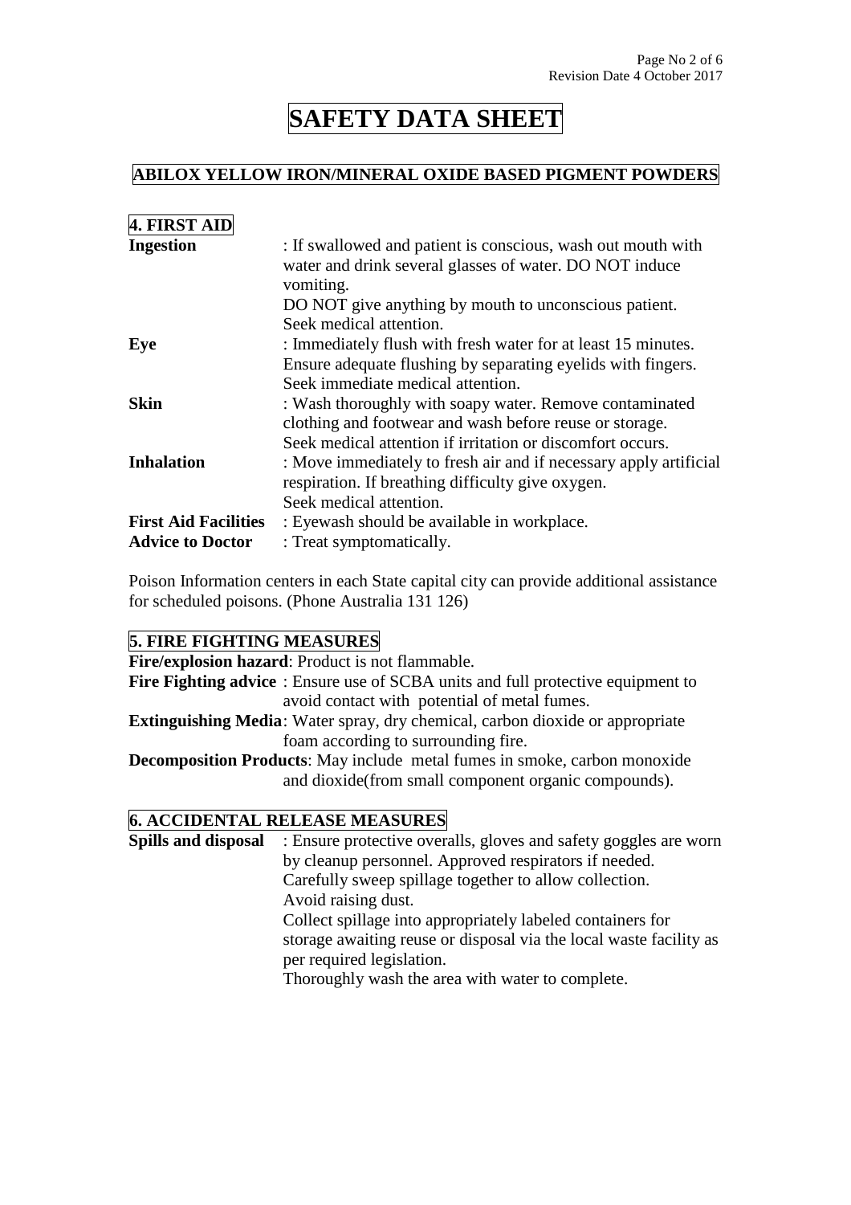# SAFETY DATA SHEET

## ABILOX YELLOW IRON/MINERAL OXIDE BASED PIGMENT POWDERS

### 4. FIRST AID

**Ingestion** : If swallowed and patient is conscious, wash out mouth with water and drink several glasses of water. DO NOT induce vomiting.
DO NOT give anything by mouth to unconscious patient.
Seek medical attention.

**Eye** : Immediately flush with fresh water for at least 15 minutes.
Ensure adequate flushing by separating eyelids with fingers.
Seek immediate medical attention.

**Skin** : Wash thoroughly with soapy water. Remove contaminated clothing and footwear and wash before reuse or storage.
Seek medical attention if irritation or discomfort occurs.

**Inhalation** : Move immediately to fresh air and if necessary apply artificial respiration. If breathing difficulty give oxygen.
Seek medical attention.

**First Aid Facilities** : Eyewash should be available in workplace.

**Advice to Doctor** : Treat symptomatically.

Poison Information centers in each State capital city can provide additional assistance for scheduled poisons. (Phone Australia 131 126)

### 5. FIRE FIGHTING MEASURES

**Fire/explosion hazard**: Product is not flammable.

**Fire Fighting advice** : Ensure use of SCBA units and full protective equipment to avoid contact with potential of metal fumes.

**Extinguishing Media**: Water spray, dry chemical, carbon dioxide or appropriate foam according to surrounding fire.

**Decomposition Products**: May include metal fumes in smoke, carbon monoxide and dioxide(from small component organic compounds).

### 6. ACCIDENTAL RELEASE MEASURES

**Spills and disposal** : Ensure protective overalls, gloves and safety goggles are worn by cleanup personnel. Approved respirators if needed.
Carefully sweep spillage together to allow collection.
Avoid raising dust.
Collect spillage into appropriately labeled containers for storage awaiting reuse or disposal via the local waste facility as per required legislation.
Thoroughly wash the area with water to complete.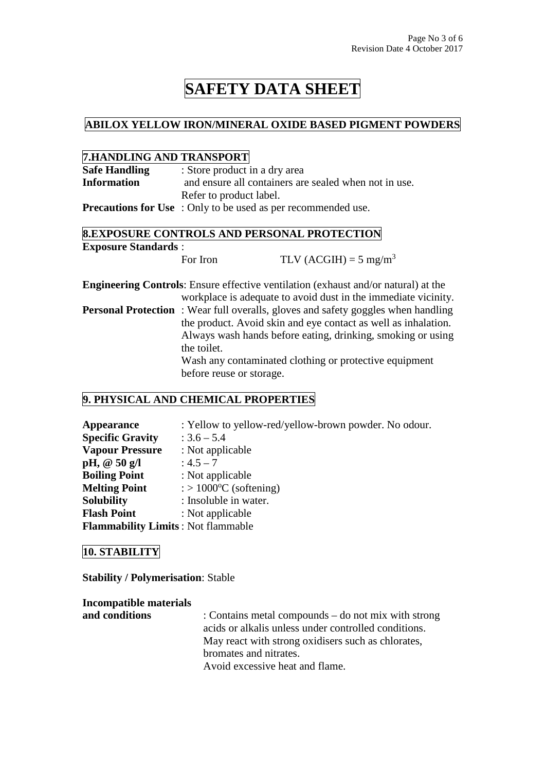# SAFETY DATA SHEET

## ABILOX YELLOW IRON/MINERAL OXIDE BASED PIGMENT POWDERS

### 7.HANDLING AND TRANSPORT

**Safe Handling Information** : Store product in a dry area and ensure all containers are sealed when not in use. Refer to product label.

**Precautions for Use** : Only to be used as per recommended use.

### 8.EXPOSURE CONTROLS AND PERSONAL PROTECTION

**Exposure Standards** :

For Iron TLV (ACGIH) = 5 $mg/m^3$

**Engineering Controls**: Ensure effective ventilation (exhaust and/or natural) at the workplace is adequate to avoid dust in the immediate vicinity.

**Personal Protection** : Wear full overalls, gloves and safety goggles when handling the product. Avoid skin and eye contact as well as inhalation. Always wash hands before eating, drinking, smoking or using the toilet.
Wash any contaminated clothing or protective equipment before reuse or storage.

### 9. PHYSICAL AND CHEMICAL PROPERTIES

**Appearance** : Yellow to yellow-red/yellow-brown powder. No odour.
**Specific Gravity** : 3.6 – 5.4
**Vapour Pressure** : Not applicable
**pH, @ 50 g/l** : 4.5 – 7
**Boiling Point** : Not applicable
**Melting Point** : > 1000°C (softening)
**Solubility** : Insoluble in water.
**Flash Point** : Not applicable
**Flammability Limits** : Not flammable

### 10. STABILITY

**Stability / Polymerisation**: Stable

**Incompatible materials and conditions** : Contains metal compounds – do not mix with strong acids or alkalis unless under controlled conditions. May react with strong oxidisers such as chlorates, bromates and nitrates.
Avoid excessive heat and flame.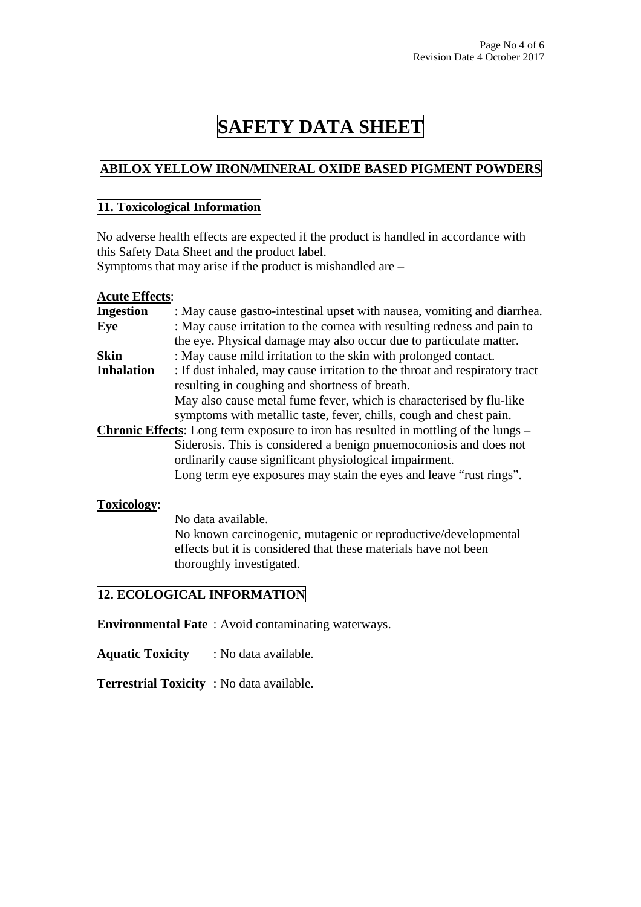# SAFETY DATA SHEET

## ABILOX YELLOW IRON/MINERAL OXIDE BASED PIGMENT POWDERS

### 11. Toxicological Information

No adverse health effects are expected if the product is handled in accordance with this Safety Data Sheet and the product label.
Symptoms that may arise if the product is mishandled are –

**Acute Effects**:

**Ingestion** : May cause gastro-intestinal upset with nausea, vomiting and diarrhea.

**Eye** : May cause irritation to the cornea with resulting redness and pain to the eye. Physical damage may also occur due to particulate matter.

**Skin** : May cause mild irritation to the skin with prolonged contact.

**Inhalation** : If dust inhaled, may cause irritation to the throat and respiratory tract resulting in coughing and shortness of breath.
May also cause metal fume fever, which is characterised by flu-like symptoms with metallic taste, fever, chills, cough and chest pain.

**Chronic Effects**: Long term exposure to iron has resulted in mottling of the lungs – Siderosis. This is considered a benign pnuemoconiosis and does not ordinarily cause significant physiological impairment.
Long term eye exposures may stain the eyes and leave "rust rings".

**Toxicology**:

No data available.
No known carcinogenic, mutagenic or reproductive/developmental effects but it is considered that these materials have not been thoroughly investigated.

### 12. ECOLOGICAL INFORMATION

**Environmental Fate** : Avoid contaminating waterways.

**Aquatic Toxicity** : No data available.

**Terrestrial Toxicity** : No data available.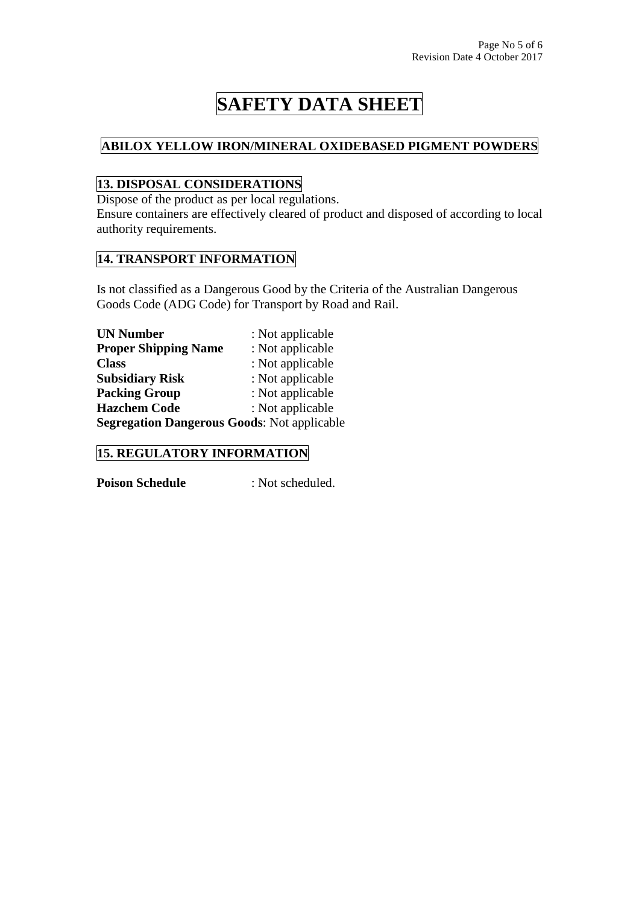# SAFETY DATA SHEET

## ABILOX YELLOW IRON/MINERAL OXIDEBASED PIGMENT POWDERS

## 13. DISPOSAL CONSIDERATIONS

Dispose of the product as per local regulations.
Ensure containers are effectively cleared of product and disposed of according to local authority requirements.

## 14. TRANSPORT INFORMATION

Is not classified as a Dangerous Good by the Criteria of the Australian Dangerous Goods Code (ADG Code) for Transport by Road and Rail.

**UN Number** : Not applicable
**Proper Shipping Name** : Not applicable
**Class** : Not applicable
**Subsidiary Risk** : Not applicable
**Packing Group** : Not applicable
**Hazchem Code** : Not applicable
**Segregation Dangerous Goods**: Not applicable

## 15. REGULATORY INFORMATION

**Poison Schedule** : Not scheduled.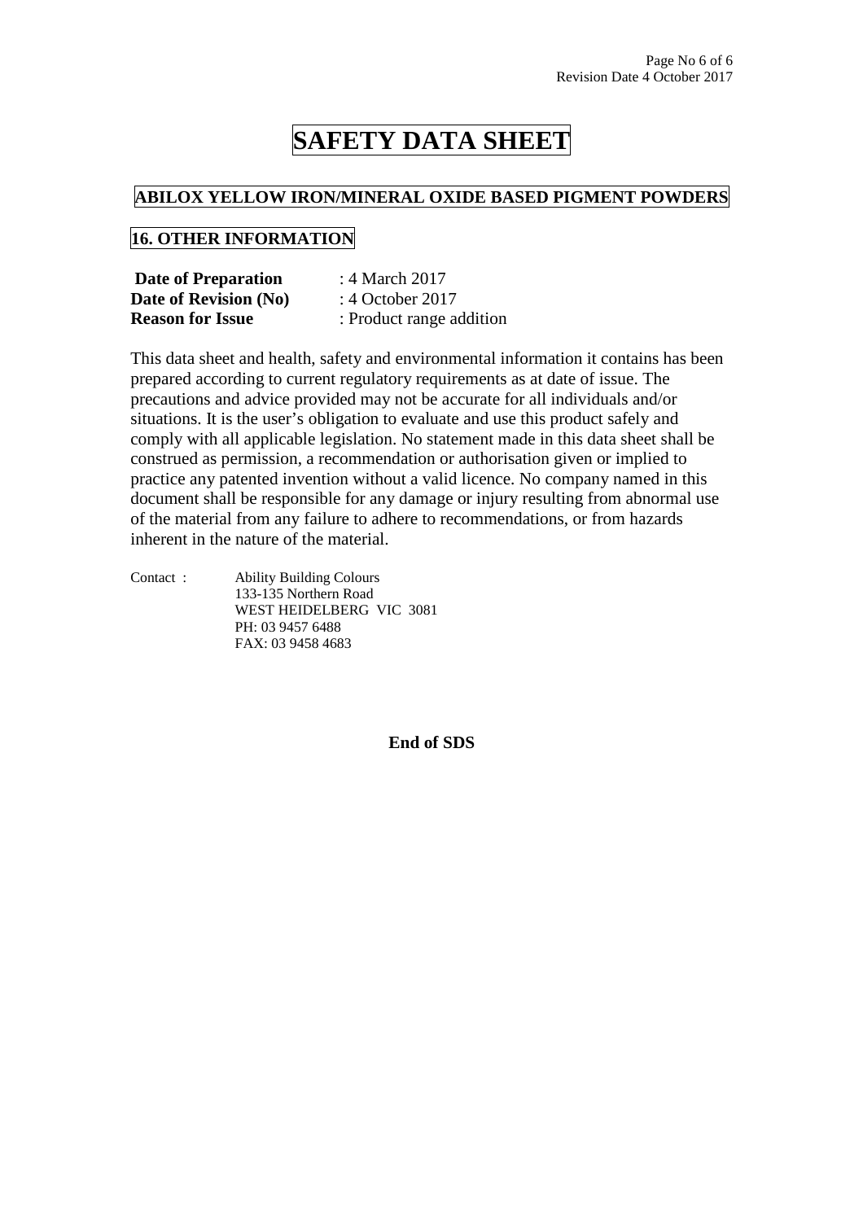# SAFETY DATA SHEET

## ABILOX YELLOW IRON/MINERAL OXIDE BASED PIGMENT POWDERS

## 16. OTHER INFORMATION

**Date of Preparation** : 4 March 2017
**Date of Revision (No)** : 4 October 2017
**Reason for Issue** : Product range addition

This data sheet and health, safety and environmental information it contains has been prepared according to current regulatory requirements as at date of issue. The precautions and advice provided may not be accurate for all individuals and/or situations. It is the user's obligation to evaluate and use this product safely and comply with all applicable legislation. No statement made in this data sheet shall be construed as permission, a recommendation or authorisation given or implied to practice any patented invention without a valid licence. No company named in this document shall be responsible for any damage or injury resulting from abnormal use of the material from any failure to adhere to recommendations, or from hazards inherent in the nature of the material.

Contact : Ability Building Colours
133-135 Northern Road
WEST HEIDELBERG VIC 3081
PH: 03 9457 6488
FAX: 03 9458 4683

**End of SDS**